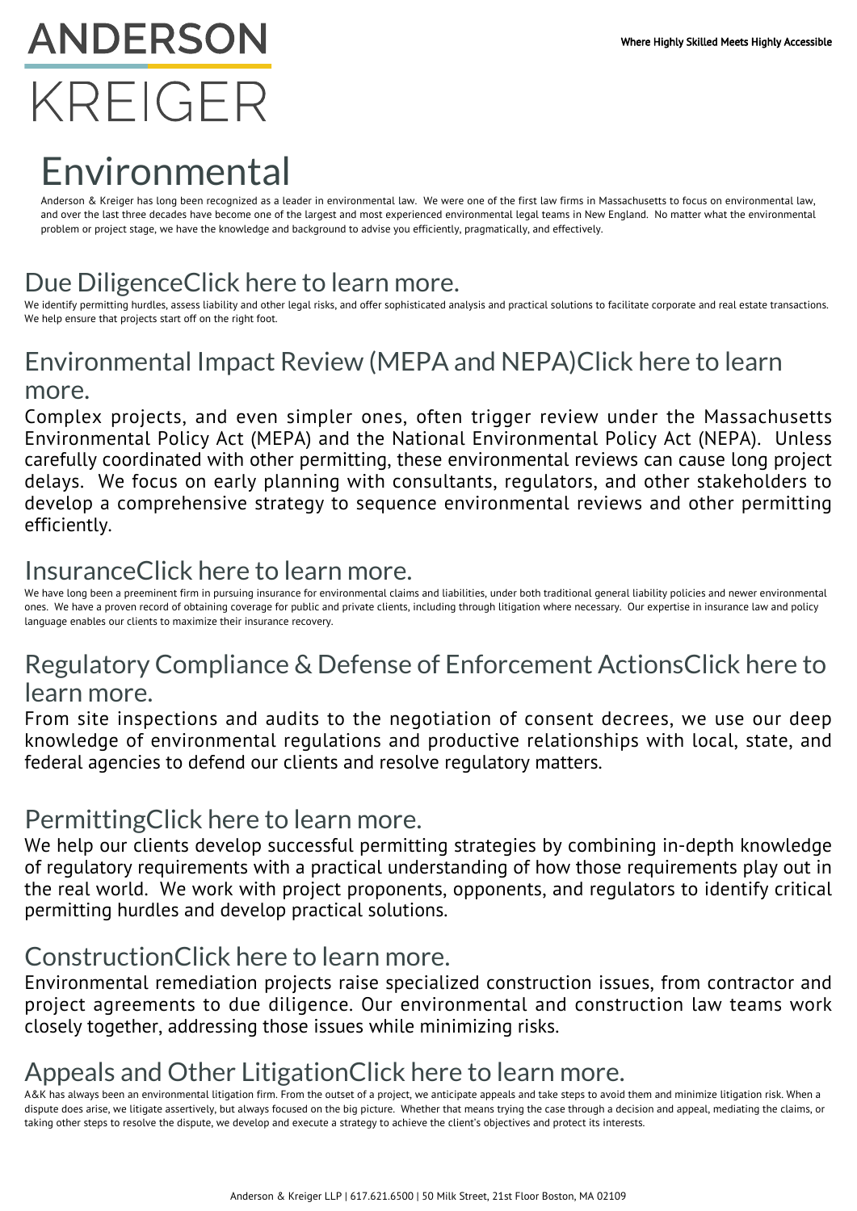# ANDERSON KREIGER

Where Highly Skilled Meets Highly Accessible

# Environmental

Anderson & Kreiger has long been recognized as a leader in environmental law. We were one of the first law firms in Massachusetts to focus on environmental law, and over the last three decades have become one of the largest and most experienced environmental legal teams in New England. No matter what the environmental problem or project stage, we have the knowledge and background to advise you efficiently, pragmatically, and effectively.

## Due DiligenceClick here to learn more.

We identify permitting hurdles, assess liability and other legal risks, and offer sophisticated analysis and practical solutions to facilitate corporate and real estate transactions. We help ensure that projects start off on the right foot.

## Environmental Impact Review (MEPA and NEPA)Click here to learn more.

Complex projects, and even simpler ones, often trigger review under the Massachusetts Environmental Policy Act (MEPA) and the National Environmental Policy Act (NEPA). Unless carefully coordinated with other permitting, these environmental reviews can cause long project delays. We focus on early planning with consultants, regulators, and other stakeholders to develop a comprehensive strategy to sequence environmental reviews and other permitting efficiently.

## InsuranceClick here to learn more.

We have long been a preeminent firm in pursuing insurance for environmental claims and liabilities, under both traditional general liability policies and newer environmental ones. We have a proven record of obtaining coverage for public and private clients, including through litigation where necessary. Our expertise in insurance law and policy language enables our clients to maximize their insurance recovery.

## Regulatory Compliance & Defense of Enforcement ActionsClick here to learn more.

From site inspections and audits to the negotiation of consent decrees, we use our deep knowledge of environmental regulations and productive relationships with local, state, and federal agencies to defend our clients and resolve regulatory matters.

## PermittingClick here to learn more.

We help our clients develop successful permitting strategies by combining in-depth knowledge of regulatory requirements with a practical understanding of how those requirements play out in the real world. We work with project proponents, opponents, and regulators to identify critical permitting hurdles and develop practical solutions.

## ConstructionClick here to learn more.

Environmental remediation projects raise specialized construction issues, from contractor and project agreements to due diligence. Our environmental and construction law teams work closely together, addressing those issues while minimizing risks.

## Appeals and Other LitigationClick here to learn more.

A&K has always been an environmental litigation firm. From the outset of a project, we anticipate appeals and take steps to avoid them and minimize litigation risk. When a dispute does arise, we litigate assertively, but always focused on the big picture. Whether that means trying the case through a decision and appeal, mediating the claims, or taking other steps to resolve the dispute, we develop and execute a strategy to achieve the client's objectives and protect its interests.

Anderson & Kreiger LLP | 617.621.6500 | 50 Milk Street, 21st Floor Boston, MA 02109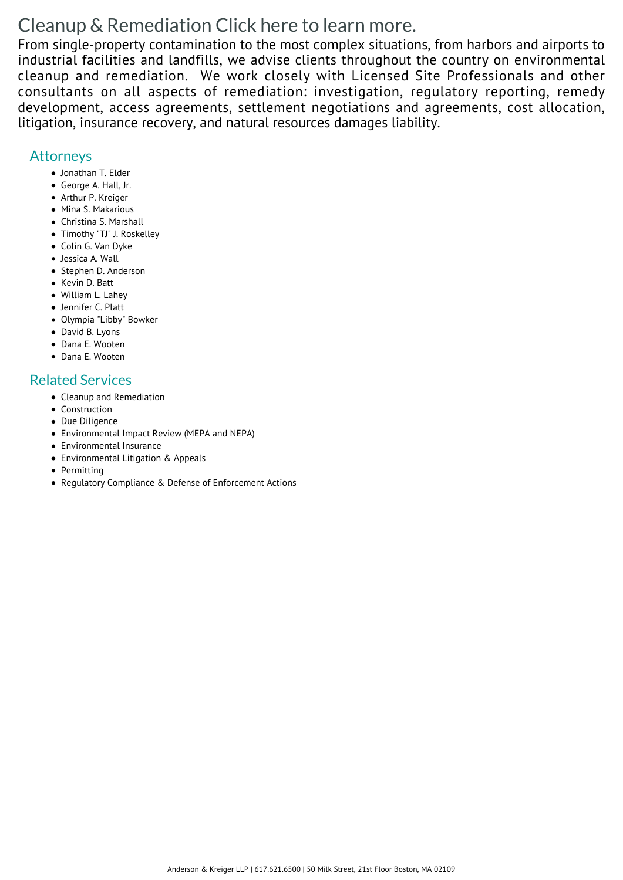# Cleanup & Remediation Click here to learn more.

From single-property contamination to the most complex situations, from harbors and airports to industrial facilities and landfills, we advise clients throughout the country on environmental cleanup and remediation. We work closely with Licensed Site Professionals and other consultants on all aspects of remediation: investigation, regulatory reporting, remedy development, access agreements, settlement negotiations and agreements, cost allocation, litigation, insurance recovery, and natural resources damages liability.

## Attorneys

- Jonathan T. Elder
- George A. Hall, Jr.
- Arthur P. Kreiger
- Mina S. Makarious
- Christina S. Marshall
- Timothy "TJ" J. Roskelley
- Colin G. Van Dyke
- Jessica A. Wall
- Stephen D. Anderson
- Kevin D. Batt
- William L. Lahey
- Jennifer C. Platt
- Olympia "Libby" Bowker
- David B. Lyons
- Dana E. Wooten
- Dana E. Wooten

## Related Services

- Cleanup and Remediation
- Construction
- Due Diligence
- Environmental Impact Review (MEPA and NEPA)
- Environmental Insurance
- Environmental Litigation & Appeals
- Permitting
- Regulatory Compliance & Defense of Enforcement Actions